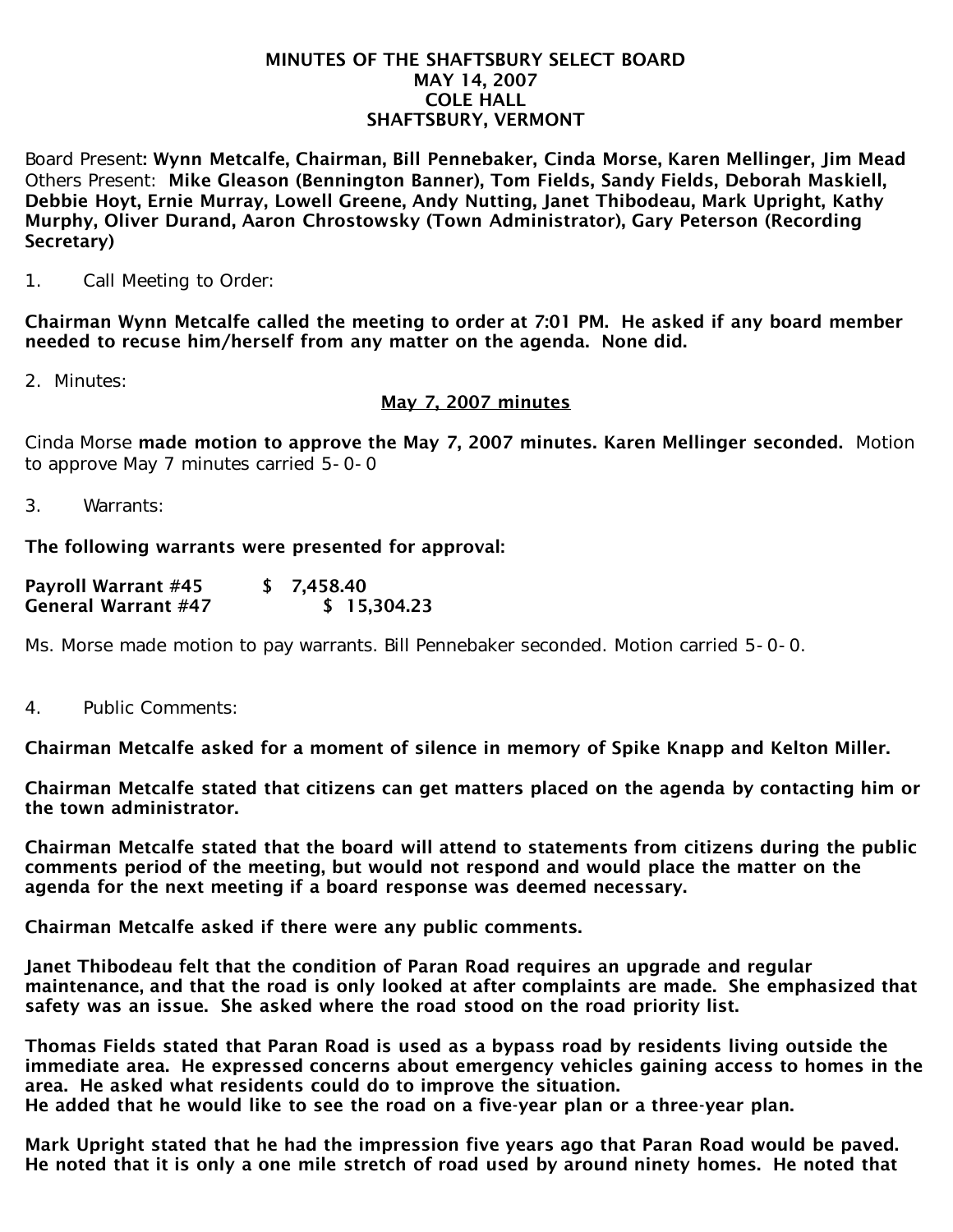**MINUTES OF THE SHAFTSBURY SELECT BOARD**
**MAY 14, 2007**
**COLE HALL**
**SHAFTSBURY, VERMONT**

Board Present: **Wynn Metcalfe, Chairman, Bill Pennebaker, Cinda Morse, Karen Mellinger, Jim Mead**
Others Present: **Mike Gleason (Bennington Banner), Tom Fields, Sandy Fields, Deborah Maskiell, Debbie Hoyt, Ernie Murray, Lowell Greene, Andy Nutting, Janet Thibodeau, Mark Upright, Kathy Murphy, Oliver Durand, Aaron Chrostowsky (Town Administrator), Gary Peterson (Recording Secretary)**

1. Call Meeting to Order:

**Chairman Wynn Metcalfe called the meeting to order at 7:01 PM. He asked if any board member needed to recuse him/herself from any matter on the agenda. None did.**

2. Minutes:

**May 7, 2007 minutes**

Cinda Morse **made motion to approve the May 7, 2007 minutes. Karen Mellinger seconded.** Motion to approve May 7 minutes carried 5-0-0

3. Warrants:

**The following warrants were presented for approval:**

**Payroll Warrant #45 $ 7,458.40**
**General Warrant #47 $ 15,304.23**

Ms. Morse made motion to pay warrants. Bill Pennebaker seconded. Motion carried 5-0-0.

4. Public Comments:

**Chairman Metcalfe asked for a moment of silence in memory of Spike Knapp and Kelton Miller.**

**Chairman Metcalfe stated that citizens can get matters placed on the agenda by contacting him or the town administrator.**

**Chairman Metcalfe stated that the board will attend to statements from citizens during the public comments period of the meeting, but would not respond and would place the matter on the agenda for the next meeting if a board response was deemed necessary.**

**Chairman Metcalfe asked if there were any public comments.**

**Janet Thibodeau felt that the condition of Paran Road requires an upgrade and regular maintenance, and that the road is only looked at after complaints are made. She emphasized that safety was an issue. She asked where the road stood on the road priority list.**

**Thomas Fields stated that Paran Road is used as a bypass road by residents living outside the immediate area. He expressed concerns about emergency vehicles gaining access to homes in the area. He asked what residents could do to improve the situation.**
**He added that he would like to see the road on a five-year plan or a three-year plan.**

**Mark Upright stated that he had the impression five years ago that Paran Road would be paved. He noted that it is only a one mile stretch of road used by around ninety homes. He noted that**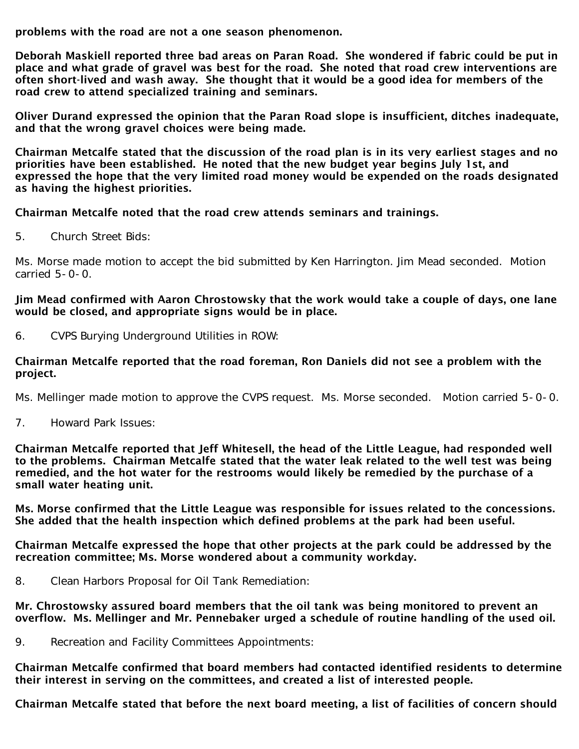**problems with the road are not a one season phenomenon.**

**Deborah Maskiell reported three bad areas on Paran Road. She wondered if fabric could be put in place and what grade of gravel was best for the road. She noted that road crew interventions are often short-lived and wash away. She thought that it would be a good idea for members of the road crew to attend specialized training and seminars.**

**Oliver Durand expressed the opinion that the Paran Road slope is insufficient, ditches inadequate, and that the wrong gravel choices were being made.**

**Chairman Metcalfe stated that the discussion of the road plan is in its very earliest stages and no priorities have been established. He noted that the new budget year begins July 1st, and expressed the hope that the very limited road money would be expended on the roads designated as having the highest priorities.**

**Chairman Metcalfe noted that the road crew attends seminars and trainings.**

5. Church Street Bids:

Ms. Morse made motion to accept the bid submitted by Ken Harrington. Jim Mead seconded. Motion carried 5-0-0.

**Jim Mead confirmed with Aaron Chrostowsky that the work would take a couple of days, one lane would be closed, and appropriate signs would be in place.**

6. CVPS Burying Underground Utilities in ROW:

**Chairman Metcalfe reported that the road foreman, Ron Daniels did not see a problem with the project.**

Ms. Mellinger made motion to approve the CVPS request. Ms. Morse seconded. Motion carried 5-0-0.

7. Howard Park Issues:

**Chairman Metcalfe reported that Jeff Whitesell, the head of the Little League, had responded well to the problems. Chairman Metcalfe stated that the water leak related to the well test was being remedied, and the hot water for the restrooms would likely be remedied by the purchase of a small water heating unit.**

**Ms. Morse confirmed that the Little League was responsible for issues related to the concessions. She added that the health inspection which defined problems at the park had been useful.**

**Chairman Metcalfe expressed the hope that other projects at the park could be addressed by the recreation committee; Ms. Morse wondered about a community workday.**

8. Clean Harbors Proposal for Oil Tank Remediation:

**Mr. Chrostowsky assured board members that the oil tank was being monitored to prevent an overflow. Ms. Mellinger and Mr. Pennebaker urged a schedule of routine handling of the used oil.**

9. Recreation and Facility Committees Appointments:

**Chairman Metcalfe confirmed that board members had contacted identified residents to determine their interest in serving on the committees, and created a list of interested people.**

**Chairman Metcalfe stated that before the next board meeting, a list of facilities of concern should**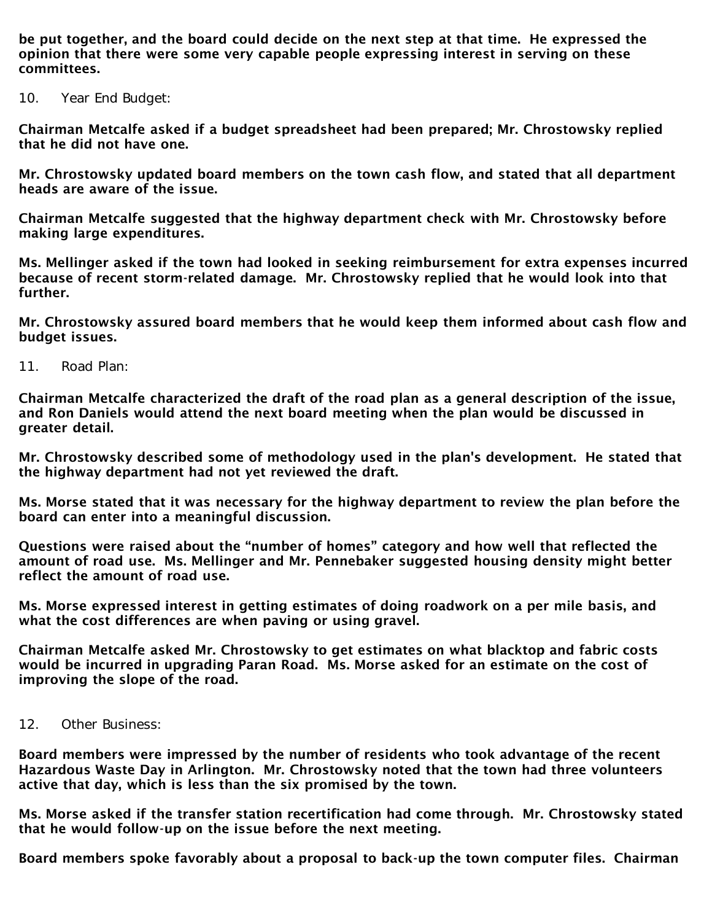**be put together, and the board could decide on the next step at that time. He expressed the opinion that there were some very capable people expressing interest in serving on these committees.**

10. Year End Budget:

**Chairman Metcalfe asked if a budget spreadsheet had been prepared; Mr. Chrostowsky replied that he did not have one.**

**Mr. Chrostowsky updated board members on the town cash flow, and stated that all department heads are aware of the issue.**

**Chairman Metcalfe suggested that the highway department check with Mr. Chrostowsky before making large expenditures.**

**Ms. Mellinger asked if the town had looked in seeking reimbursement for extra expenses incurred because of recent storm-related damage. Mr. Chrostowsky replied that he would look into that further.**

**Mr. Chrostowsky assured board members that he would keep them informed about cash flow and budget issues.**

11. Road Plan:

**Chairman Metcalfe characterized the draft of the road plan as a general description of the issue, and Ron Daniels would attend the next board meeting when the plan would be discussed in greater detail.**

**Mr. Chrostowsky described some of methodology used in the plan's development. He stated that the highway department had not yet reviewed the draft.**

**Ms. Morse stated that it was necessary for the highway department to review the plan before the board can enter into a meaningful discussion.**

**Questions were raised about the "number of homes" category and how well that reflected the amount of road use. Ms. Mellinger and Mr. Pennebaker suggested housing density might better reflect the amount of road use.**

**Ms. Morse expressed interest in getting estimates of doing roadwork on a per mile basis, and what the cost differences are when paving or using gravel.**

**Chairman Metcalfe asked Mr. Chrostowsky to get estimates on what blacktop and fabric costs would be incurred in upgrading Paran Road. Ms. Morse asked for an estimate on the cost of improving the slope of the road.**

12. Other Business:

**Board members were impressed by the number of residents who took advantage of the recent Hazardous Waste Day in Arlington. Mr. Chrostowsky noted that the town had three volunteers active that day, which is less than the six promised by the town.**

**Ms. Morse asked if the transfer station recertification had come through. Mr. Chrostowsky stated that he would follow-up on the issue before the next meeting.**

**Board members spoke favorably about a proposal to back-up the town computer files. Chairman**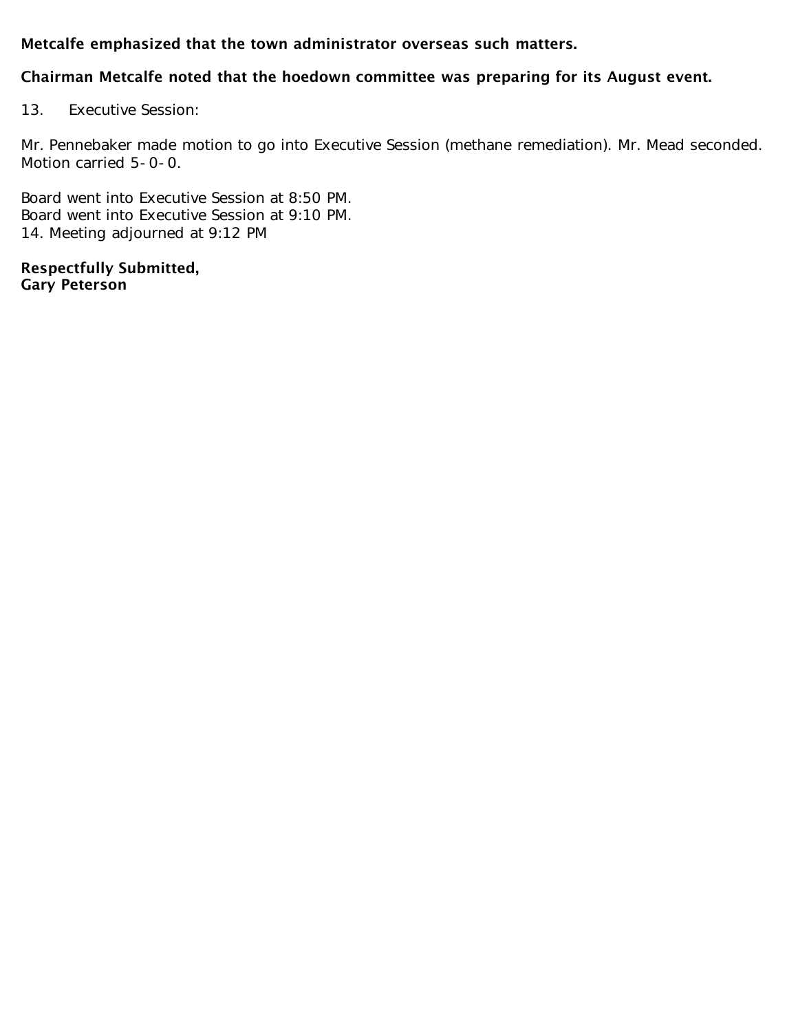**Metcalfe emphasized that the town administrator overseas such matters.**

**Chairman Metcalfe noted that the hoedown committee was preparing for its August event.**

13. Executive Session:

Mr. Pennebaker made motion to go into Executive Session (methane remediation). Mr. Mead seconded. Motion carried 5-0-0.

Board went into Executive Session at 8:50 PM.
Board went into Executive Session at 9:10 PM.
14. Meeting adjourned at 9:12 PM

**Respectfully Submitted,**
**Gary Peterson**